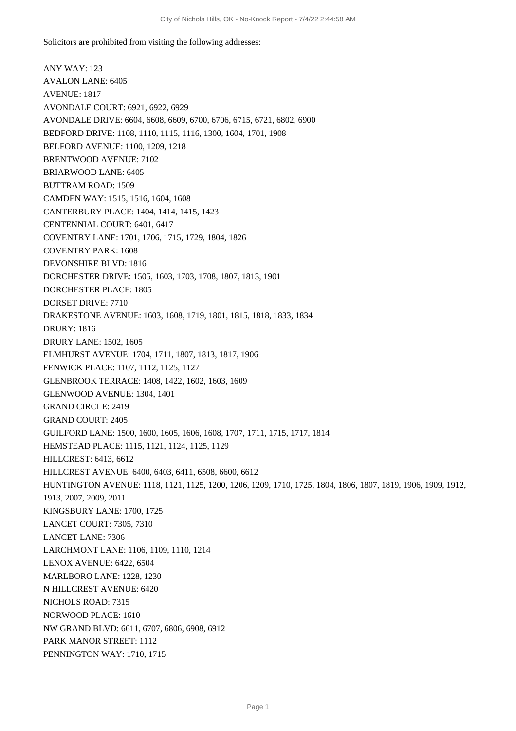Solicitors are prohibited from visiting the following addresses:

ANY WAY: 123
AVALON LANE: 6405
AVENUE: 1817
AVONDALE COURT: 6921, 6922, 6929
AVONDALE DRIVE: 6604, 6608, 6609, 6700, 6706, 6715, 6721, 6802, 6900
BEDFORD DRIVE: 1108, 1110, 1115, 1116, 1300, 1604, 1701, 1908
BELFORD AVENUE: 1100, 1209, 1218
BRENTWOOD AVENUE: 7102
BRIARWOOD LANE: 6405
BUTTRAM ROAD: 1509
CAMDEN WAY: 1515, 1516, 1604, 1608
CANTERBURY PLACE: 1404, 1414, 1415, 1423
CENTENNIAL COURT: 6401, 6417
COVENTRY LANE: 1701, 1706, 1715, 1729, 1804, 1826
COVENTRY PARK: 1608
DEVONSHIRE BLVD: 1816
DORCHESTER DRIVE: 1505, 1603, 1703, 1708, 1807, 1813, 1901
DORCHESTER PLACE: 1805
DORSET DRIVE: 7710
DRAKESTONE AVENUE: 1603, 1608, 1719, 1801, 1815, 1818, 1833, 1834
DRURY: 1816
DRURY LANE: 1502, 1605
ELMHURST AVENUE: 1704, 1711, 1807, 1813, 1817, 1906
FENWICK PLACE: 1107, 1112, 1125, 1127
GLENBROOK TERRACE: 1408, 1422, 1602, 1603, 1609
GLENWOOD AVENUE: 1304, 1401
GRAND CIRCLE: 2419
GRAND COURT: 2405
GUILFORD LANE: 1500, 1600, 1605, 1606, 1608, 1707, 1711, 1715, 1717, 1814
HEMSTEAD PLACE: 1115, 1121, 1124, 1125, 1129
HILLCREST: 6413, 6612
HILLCREST AVENUE: 6400, 6403, 6411, 6508, 6600, 6612
HUNTINGTON AVENUE: 1118, 1121, 1125, 1200, 1206, 1209, 1710, 1725, 1804, 1806, 1807, 1819, 1906, 1909, 1912, 1913, 2007, 2009, 2011
KINGSBURY LANE: 1700, 1725
LANCET COURT: 7305, 7310
LANCET LANE: 7306
LARCHMONT LANE: 1106, 1109, 1110, 1214
LENOX AVENUE: 6422, 6504
MARLBORO LANE: 1228, 1230
N HILLCREST AVENUE: 6420
NICHOLS ROAD: 7315
NORWOOD PLACE: 1610
NW GRAND BLVD: 6611, 6707, 6806, 6908, 6912
PARK MANOR STREET: 1112
PENNINGTON WAY: 1710, 1715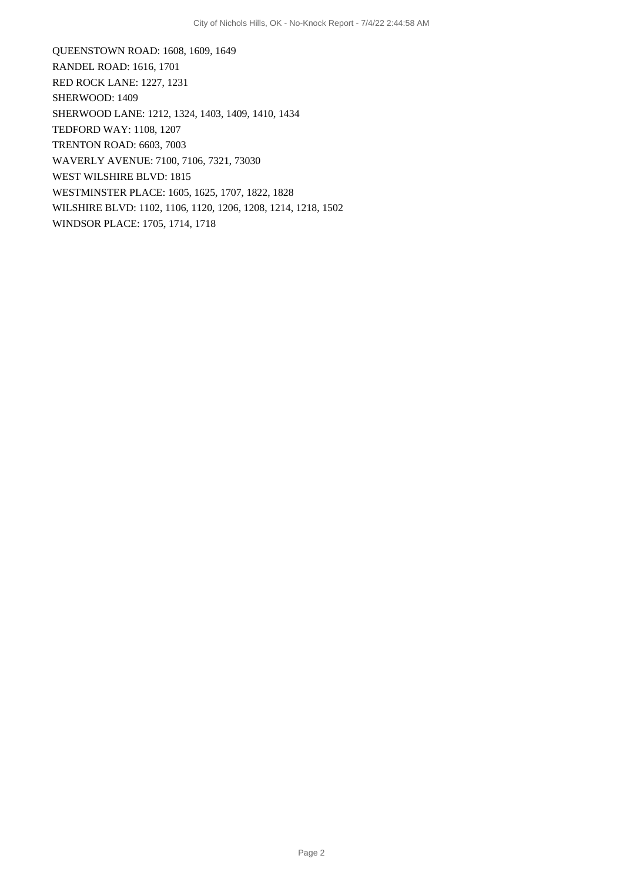QUEENSTOWN ROAD: 1608, 1609, 1649
RANDEL ROAD: 1616, 1701
RED ROCK LANE: 1227, 1231
SHERWOOD: 1409
SHERWOOD LANE: 1212, 1324, 1403, 1409, 1410, 1434
TEDFORD WAY: 1108, 1207
TRENTON ROAD: 6603, 7003
WAVERLY AVENUE: 7100, 7106, 7321, 73030
WEST WILSHIRE BLVD: 1815
WESTMINSTER PLACE: 1605, 1625, 1707, 1822, 1828
WILSHIRE BLVD: 1102, 1106, 1120, 1206, 1208, 1214, 1218, 1502
WINDSOR PLACE: 1705, 1714, 1718